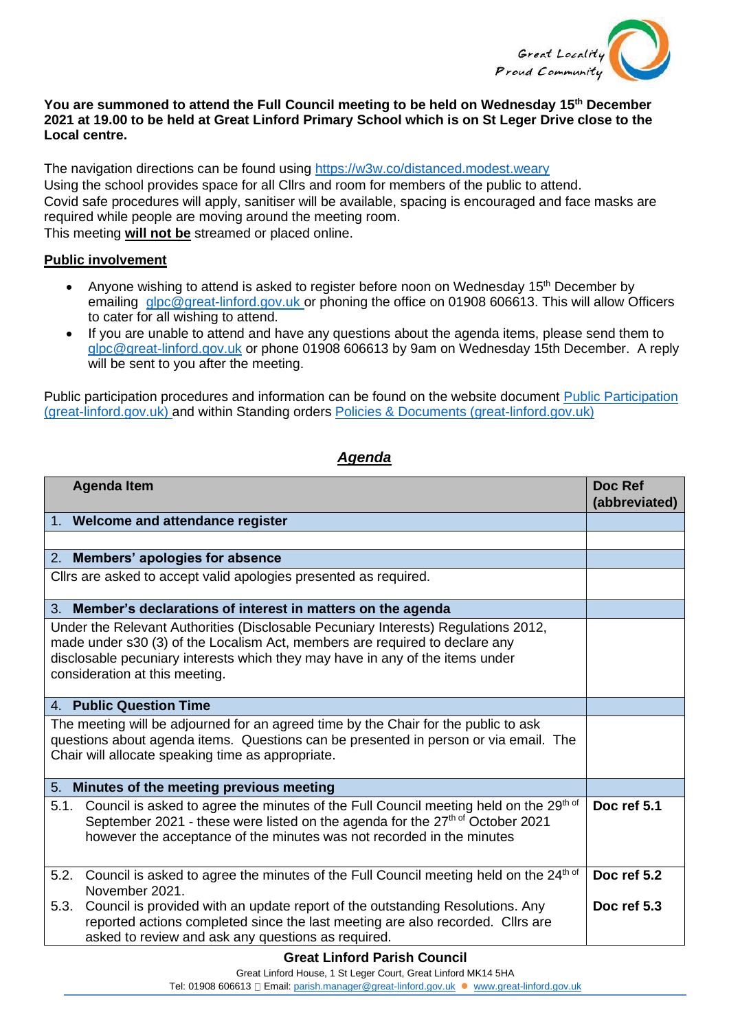Great Locality
Proud Community

**You are summoned to attend the Full Council meeting to be held on Wednesday 15th December 2021 at 19.00 to be held at Great Linford Primary School which is on St Leger Drive close to the Local centre.**

The navigation directions can be found using https://w3w.co/distanced.modest.weary
Using the school provides space for all Cllrs and room for members of the public to attend.
Covid safe procedures will apply, sanitiser will be available, spacing is encouraged and face masks are required while people are moving around the meeting room.
This meeting **will not be** streamed or placed online.

**Public involvement**

- Anyone wishing to attend is asked to register before noon on Wednesday 15th December by emailing glpc@great-linford.gov.uk or phoning the office on 01908 606613. This will allow Officers to cater for all wishing to attend.
- If you are unable to attend and have any questions about the agenda items, please send them to glpc@great-linford.gov.uk or phone 01908 606613 by 9am on Wednesday 15th December. A reply will be sent to you after the meeting.

Public participation procedures and information can be found on the website document Public Participation (great-linford.gov.uk) and within Standing orders Policies & Documents (great-linford.gov.uk)

## *Agenda*

| Agenda Item | Doc Ref (abbreviated) |
|---|---|
| 1. **Welcome and attendance register** | |
| | |
| 2. **Members' apologies for absence** | |
| Cllrs are asked to accept valid apologies presented as required. | |
| 3. **Member's declarations of interest in matters on the agenda** | |
| Under the Relevant Authorities (Disclosable Pecuniary Interests) Regulations 2012, made under s30 (3) of the Localism Act, members are required to declare any disclosable pecuniary interests which they may have in any of the items under consideration at this meeting. | |
| 4. **Public Question Time** | |
| The meeting will be adjourned for an agreed time by the Chair for the public to ask questions about agenda items. Questions can be presented in person or via email. The Chair will allocate speaking time as appropriate. | |
| 5. **Minutes of the meeting previous meeting** | |
| 5.1. Council is asked to agree the minutes of the Full Council meeting held on the 29th of September 2021 - these were listed on the agenda for the 27th of October 2021 however the acceptance of the minutes was not recorded in the minutes | **Doc ref 5.1** |
| 5.2. Council is asked to agree the minutes of the Full Council meeting held on the 24th of November 2021. | **Doc ref 5.2** |
| 5.3. Council is provided with an update report of the outstanding Resolutions. Any reported actions completed since the last meeting are also recorded. Cllrs are asked to review and ask any questions as required. | **Doc ref 5.3** |

**Great Linford Parish Council**
Great Linford House, 1 St Leger Court, Great Linford MK14 5HA
Tel: 01908 606613 Email: parish.manager@great-linford.gov.uk ● www.great-linford.gov.uk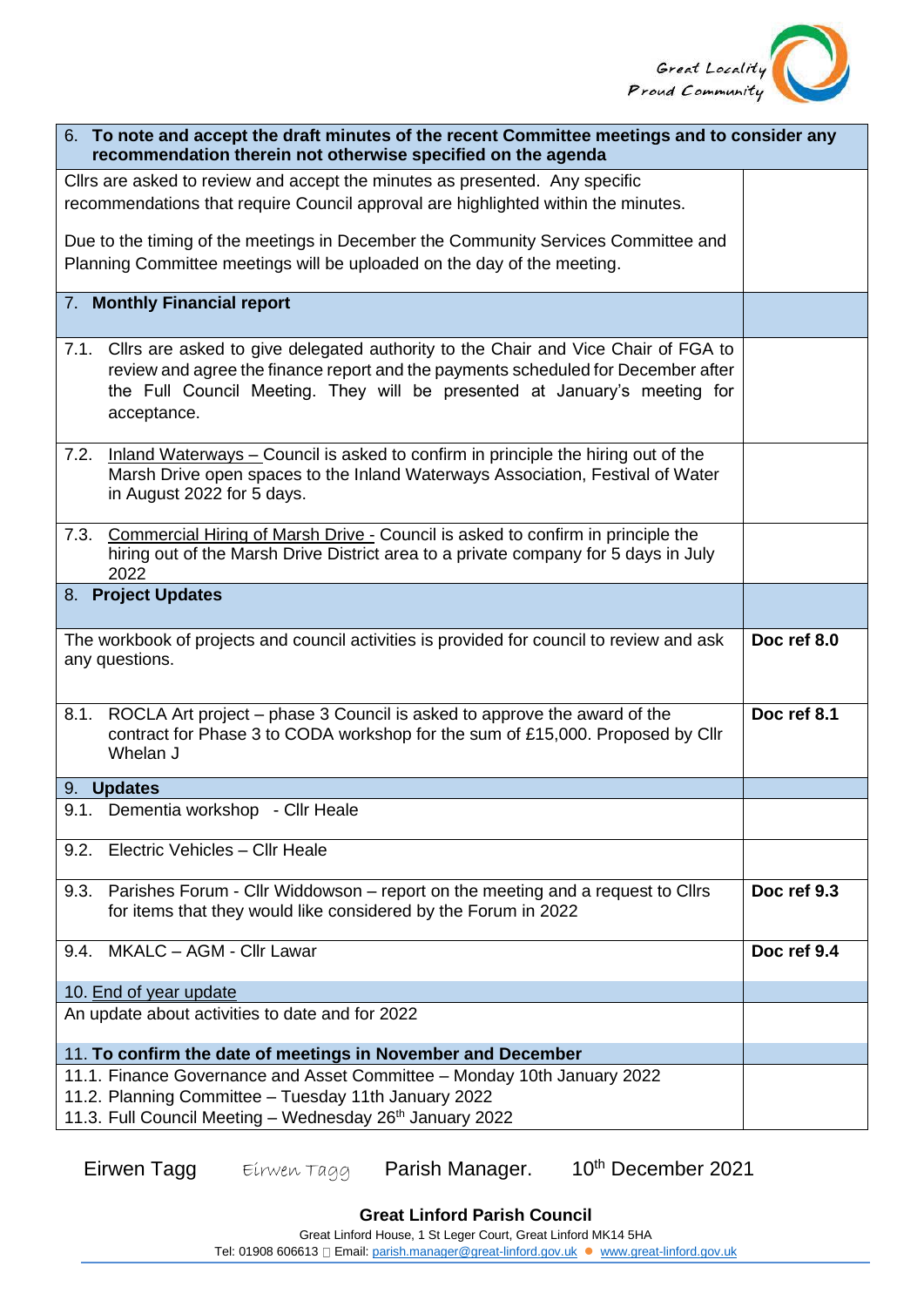| | |
|---|---|
| 6. **To note and accept the draft minutes of the recent Committee meetings and to consider any recommendation therein not otherwise specified on the agenda** | |
| Cllrs are asked to review and accept the minutes as presented. Any specific recommendations that require Council approval are highlighted within the minutes.<br><br>Due to the timing of the meetings in December the Community Services Committee and Planning Committee meetings will be uploaded on the day of the meeting. | |
| 7. **Monthly Financial report** | |
| 7.1. Cllrs are asked to give delegated authority to the Chair and Vice Chair of FGA to review and agree the finance report and the payments scheduled for December after the Full Council Meeting. They will be presented at January's meeting for acceptance. | |
| 7.2. Inland Waterways – Council is asked to confirm in principle the hiring out of the Marsh Drive open spaces to the Inland Waterways Association, Festival of Water in August 2022 for 5 days. | |
| 7.3. Commercial Hiring of Marsh Drive - Council is asked to confirm in principle the hiring out of the Marsh Drive District area to a private company for 5 days in July 2022 | |
| 8. **Project Updates** | |
| The workbook of projects and council activities is provided for council to review and ask any questions. | **Doc ref 8.0** |
| 8.1. ROCLA Art project – phase 3 Council is asked to approve the award of the contract for Phase 3 to CODA workshop for the sum of £15,000. Proposed by Cllr Whelan J | **Doc ref 8.1** |
| 9. **Updates** | |
| 9.1. Dementia workshop - Cllr Heale | |
| 9.2. Electric Vehicles – Cllr Heale | |
| 9.3. Parishes Forum - Cllr Widdowson – report on the meeting and a request to Cllrs for items that they would like considered by the Forum in 2022 | **Doc ref 9.3** |
| 9.4. MKALC – AGM - Cllr Lawar | **Doc ref 9.4** |
| 10. End of year update | |
| An update about activities to date and for 2022 | |
| 11. **To confirm the date of meetings in November and December** | |
| 11.1. Finance Governance and Asset Committee – Monday 10th January 2022<br>11.2. Planning Committee – Tuesday 11th January 2022<br>11.3. Full Council Meeting – Wednesday 26th January 2022 | |

Eirwen Tagg *Eirwen Tagg* Parish Manager. 10th December 2021

**Great Linford Parish Council**
Great Linford House, 1 St Leger Court, Great Linford MK14 5HA
Tel: 01908 606613 Email: parish.manager@great-linford.gov.uk ● www.great-linford.gov.uk